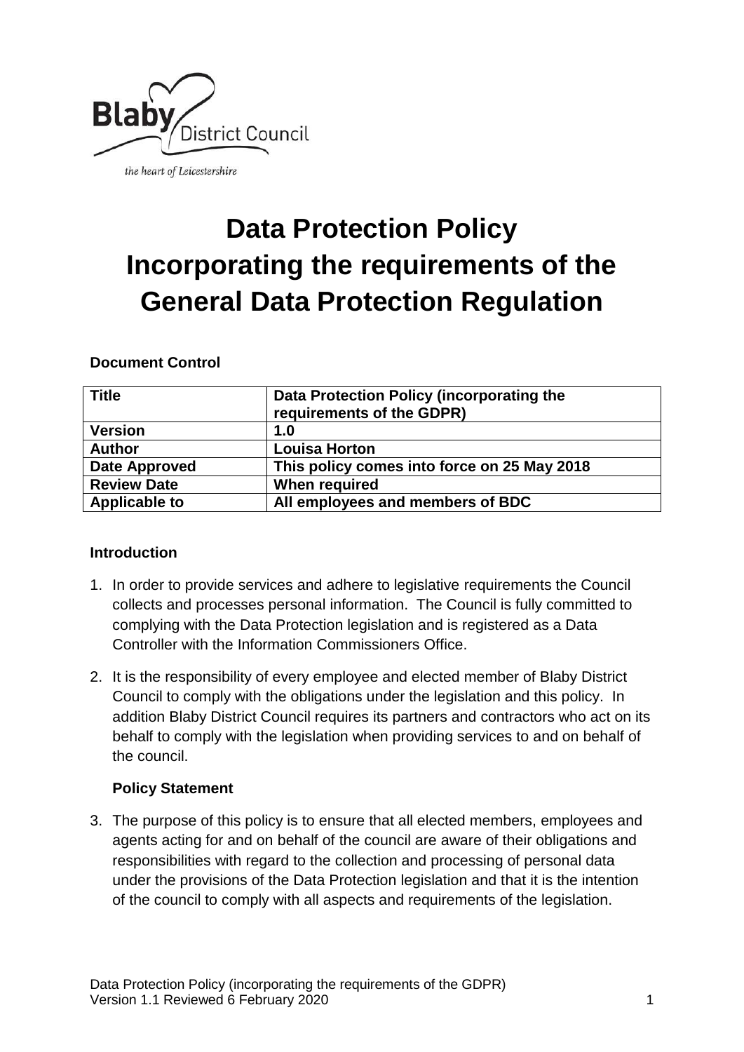Blaby District Council

*the heart of Leicestershire*

# Data Protection Policy Incorporating the requirements of the General Data Protection Regulation

**Document Control**

| Title | Data Protection Policy (incorporating the requirements of the GDPR) |
| --- | --- |
| **Version** | **1.0** |
| **Author** | **Louisa Horton** |
| **Date Approved** | **This policy comes into force on 25 May 2018** |
| **Review Date** | **When required** |
| **Applicable to** | **All employees and members of BDC** |

**Introduction**

1. In order to provide services and adhere to legislative requirements the Council collects and processes personal information. The Council is fully committed to complying with the Data Protection legislation and is registered as a Data Controller with the Information Commissioners Office.

2. It is the responsibility of every employee and elected member of Blaby District Council to comply with the obligations under the legislation and this policy. In addition Blaby District Council requires its partners and contractors who act on its behalf to comply with the legislation when providing services to and on behalf of the council.

**Policy Statement**

3. The purpose of this policy is to ensure that all elected members, employees and agents acting for and on behalf of the council are aware of their obligations and responsibilities with regard to the collection and processing of personal data under the provisions of the Data Protection legislation and that it is the intention of the council to comply with all aspects and requirements of the legislation.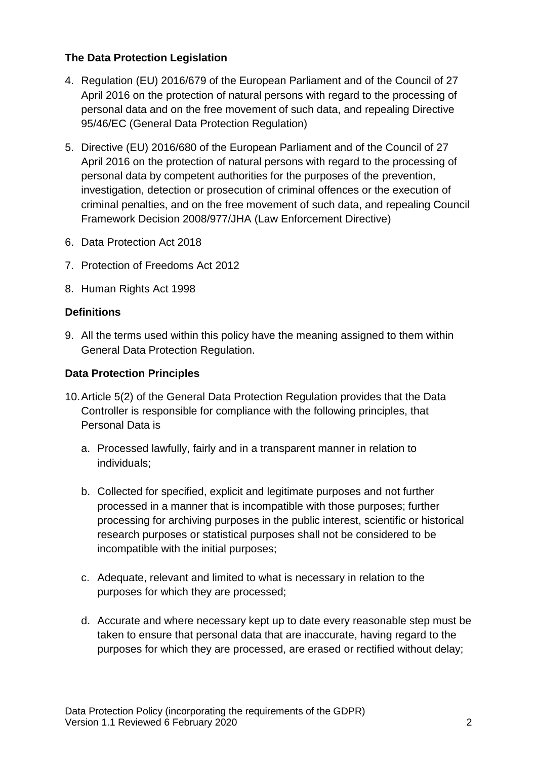### The Data Protection Legislation

4. Regulation (EU) 2016/679 of the European Parliament and of the Council of 27 April 2016 on the protection of natural persons with regard to the processing of personal data and on the free movement of such data, and repealing Directive 95/46/EC (General Data Protection Regulation)

5. Directive (EU) 2016/680 of the European Parliament and of the Council of 27 April 2016 on the protection of natural persons with regard to the processing of personal data by competent authorities for the purposes of the prevention, investigation, detection or prosecution of criminal offences or the execution of criminal penalties, and on the free movement of such data, and repealing Council Framework Decision 2008/977/JHA (Law Enforcement Directive)

6. Data Protection Act 2018

7. Protection of Freedoms Act 2012

8. Human Rights Act 1998

### Definitions

9. All the terms used within this policy have the meaning assigned to them within General Data Protection Regulation.

### Data Protection Principles

10. Article 5(2) of the General Data Protection Regulation provides that the Data Controller is responsible for compliance with the following principles, that Personal Data is

    a. Processed lawfully, fairly and in a transparent manner in relation to individuals;

    b. Collected for specified, explicit and legitimate purposes and not further processed in a manner that is incompatible with those purposes; further processing for archiving purposes in the public interest, scientific or historical research purposes or statistical purposes shall not be considered to be incompatible with the initial purposes;

    c. Adequate, relevant and limited to what is necessary in relation to the purposes for which they are processed;

    d. Accurate and where necessary kept up to date every reasonable step must be taken to ensure that personal data that are inaccurate, having regard to the purposes for which they are processed, are erased or rectified without delay;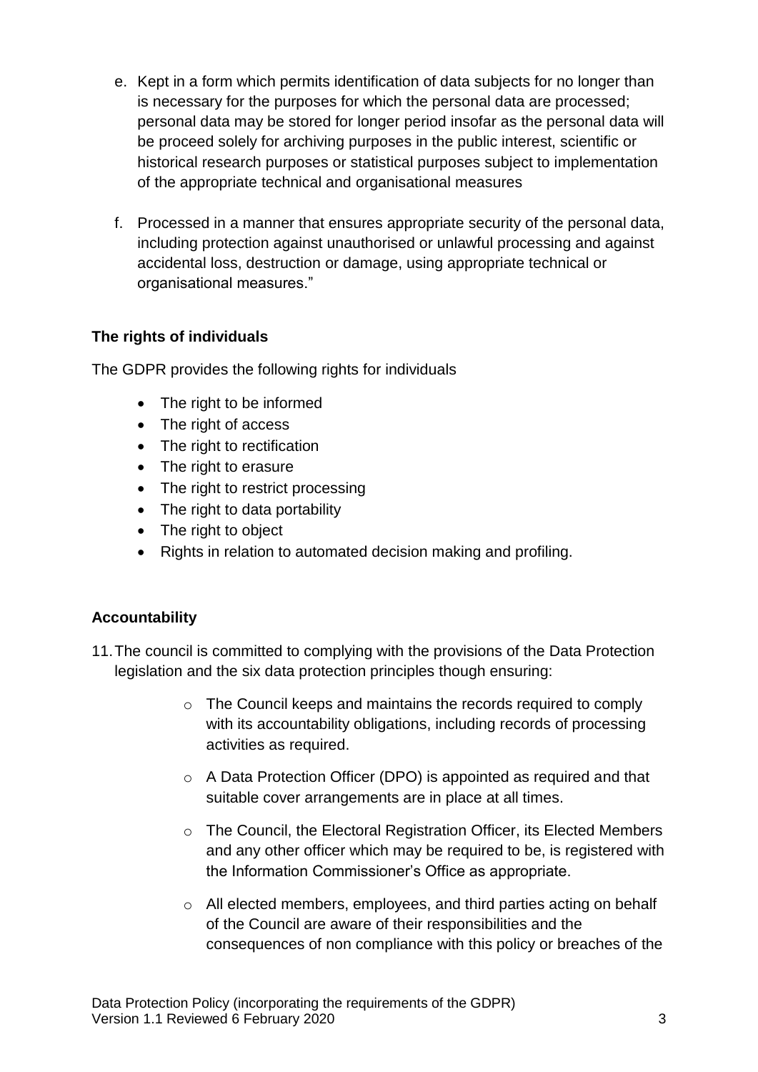e. Kept in a form which permits identification of data subjects for no longer than is necessary for the purposes for which the personal data are processed; personal data may be stored for longer period insofar as the personal data will be proceed solely for archiving purposes in the public interest, scientific or historical research purposes or statistical purposes subject to implementation of the appropriate technical and organisational measures

f. Processed in a manner that ensures appropriate security of the personal data, including protection against unauthorised or unlawful processing and against accidental loss, destruction or damage, using appropriate technical or organisational measures."

**The rights of individuals**

The GDPR provides the following rights for individuals

- The right to be informed
- The right of access
- The right to rectification
- The right to erasure
- The right to restrict processing
- The right to data portability
- The right to object
- Rights in relation to automated decision making and profiling.

**Accountability**

11. The council is committed to complying with the provisions of the Data Protection legislation and the six data protection principles though ensuring:

    - The Council keeps and maintains the records required to comply with its accountability obligations, including records of processing activities as required.
    - A Data Protection Officer (DPO) is appointed as required and that suitable cover arrangements are in place at all times.
    - The Council, the Electoral Registration Officer, its Elected Members and any other officer which may be required to be, is registered with the Information Commissioner's Office as appropriate.
    - All elected members, employees, and third parties acting on behalf of the Council are aware of their responsibilities and the consequences of non compliance with this policy or breaches of the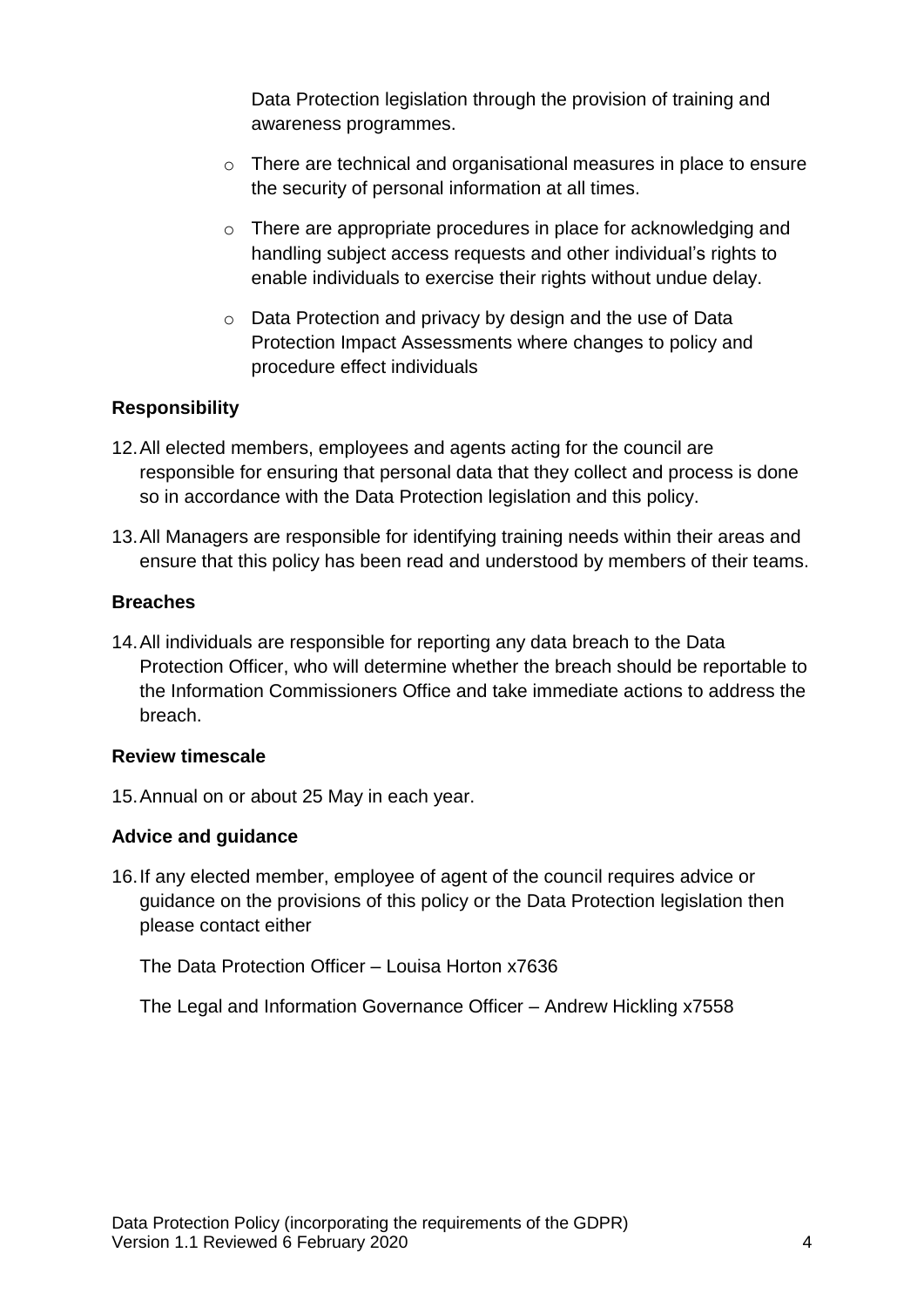Data Protection legislation through the provision of training and awareness programmes.

- There are technical and organisational measures in place to ensure the security of personal information at all times.
- There are appropriate procedures in place for acknowledging and handling subject access requests and other individual's rights to enable individuals to exercise their rights without undue delay.
- Data Protection and privacy by design and the use of Data Protection Impact Assessments where changes to policy and procedure effect individuals

**Responsibility**

12. All elected members, employees and agents acting for the council are responsible for ensuring that personal data that they collect and process is done so in accordance with the Data Protection legislation and this policy.

13. All Managers are responsible for identifying training needs within their areas and ensure that this policy has been read and understood by members of their teams.

**Breaches**

14. All individuals are responsible for reporting any data breach to the Data Protection Officer, who will determine whether the breach should be reportable to the Information Commissioners Office and take immediate actions to address the breach.

**Review timescale**

15. Annual on or about 25 May in each year.

**Advice and guidance**

16. If any elected member, employee of agent of the council requires advice or guidance on the provisions of this policy or the Data Protection legislation then please contact either

    The Data Protection Officer – Louisa Horton x7636

    The Legal and Information Governance Officer – Andrew Hickling x7558